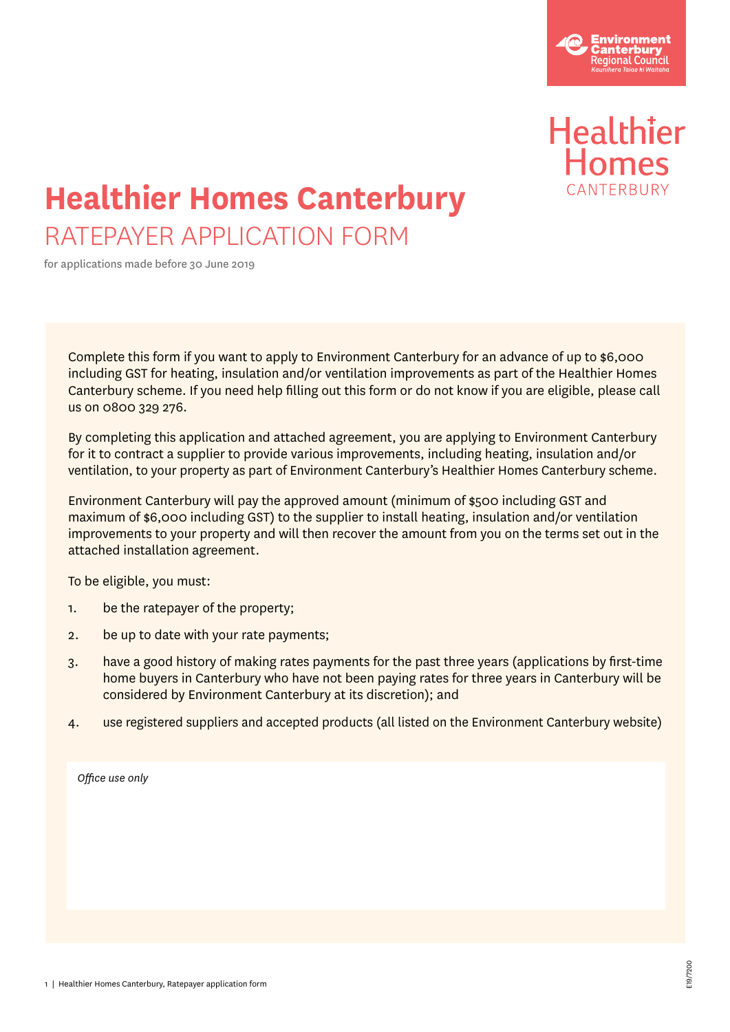Environment Canterbury Regional Council
Kaunihera Taiao ki Waitaha

Healthier Homes CANTERBURY

# Healthier Homes Canterbury

## RATEPAYER APPLICATION FORM

for applications made before 30 June 2019

Complete this form if you want to apply to Environment Canterbury for an advance of up to $6,000 including GST for heating, insulation and/or ventilation improvements as part of the Healthier Homes Canterbury scheme. If you need help filling out this form or do not know if you are eligible, please call us on 0800 329 276.

By completing this application and attached agreement, you are applying to Environment Canterbury for it to contract a supplier to provide various improvements, including heating, insulation and/or ventilation, to your property as part of Environment Canterbury's Healthier Homes Canterbury scheme.

Environment Canterbury will pay the approved amount (minimum of $500 including GST and maximum of $6,000 including GST) to the supplier to install heating, insulation and/or ventilation improvements to your property and will then recover the amount from you on the terms set out in the attached installation agreement.

To be eligible, you must:

1. be the ratepayer of the property;
2. be up to date with your rate payments;
3. have a good history of making rates payments for the past three years (applications by first-time home buyers in Canterbury who have not been paying rates for three years in Canterbury will be considered by Environment Canterbury at its discretion); and
4. use registered suppliers and accepted products (all listed on the Environment Canterbury website)

*Office use only*

E19/7200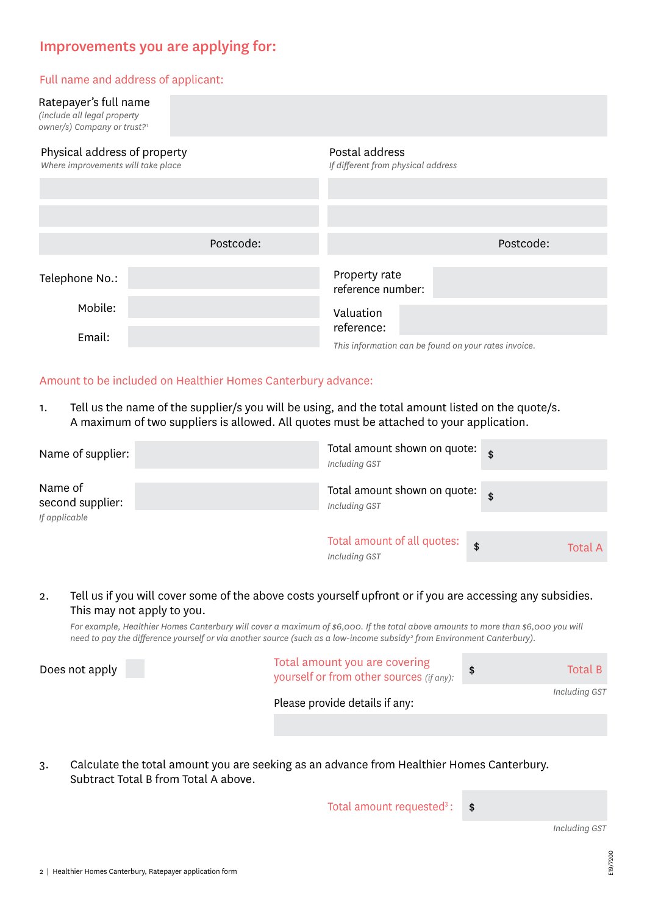## Improvements you are applying for:

### Full name and address of applicant:

Ratepayer's full name
*(include all legal property owner/s) Company or trust?*[1]

| Physical address of property<br>*Where improvements will take place* | Postal address<br>*If different from physical address* |
| --- | --- |
| | |
| | |
| Postcode: | Postcode: |

Telephone No.:

Mobile:

Email:

Property rate reference number:

Valuation reference:

*This information can be found on your rates invoice.*

### Amount to be included on Healthier Homes Canterbury advance:

1. Tell us the name of the supplier/s you will be using, and the total amount listed on the quote/s. A maximum of two suppliers is allowed. All quotes must be attached to your application.

Name of supplier:

Total amount shown on quote: $
*Including GST*

Name of second supplier:
*If applicable*

Total amount shown on quote: $
*Including GST*

Total amount of all quotes: $ Total A
*Including GST*

2. Tell us if you will cover some of the above costs yourself upfront or if you are accessing any subsidies. This may not apply to you.

*For example, Healthier Homes Canterbury will cover a maximum of $6,000. If the total above amounts to more than $6,000 you will need to pay the difference yourself or via another source (such as a low-income subsidy*[2] *from Environment Canterbury).*

Does not apply ☐

Total amount you are covering yourself or from other sources *(if any)*: $ Total B
*Including GST*

Please provide details if any:

3. Calculate the total amount you are seeking as an advance from Healthier Homes Canterbury. Subtract Total B from Total A above.

Total amount requested[3]: $
*Including GST*

E19/7200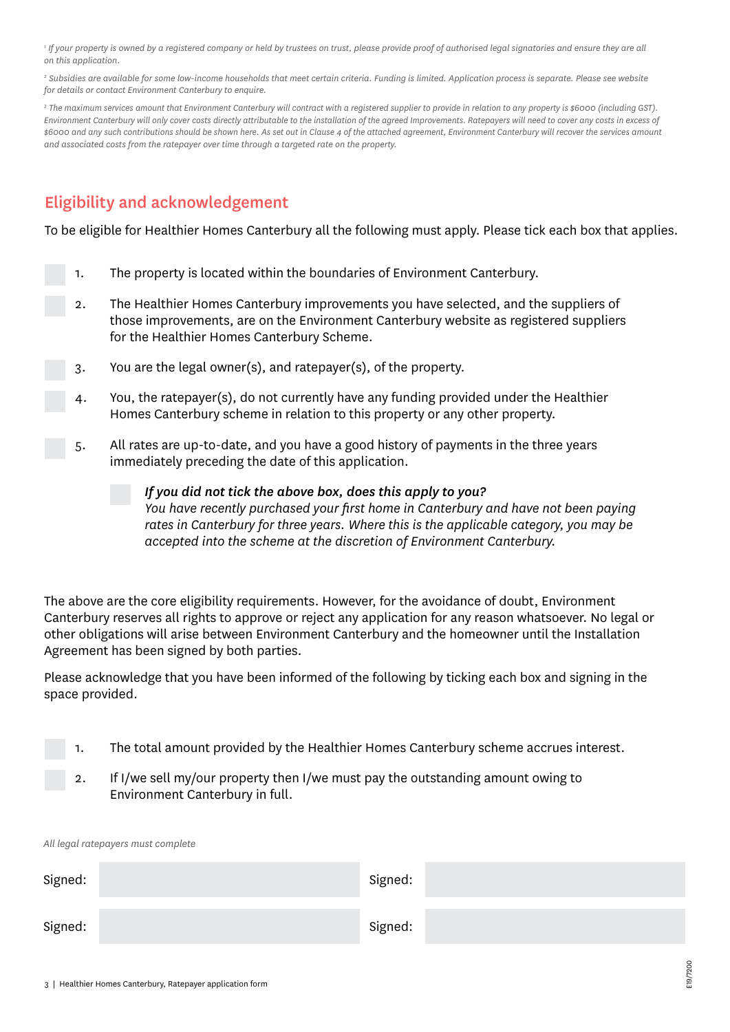[1] *If your property is owned by a registered company or held by trustees on trust, please provide proof of authorised legal signatories and ensure they are all on this application.*

[2] *Subsidies are available for some low-income households that meet certain criteria. Funding is limited. Application process is separate. Please see website for details or contact Environment Canterbury to enquire.*

[3] *The maximum services amount that Environment Canterbury will contract with a registered supplier to provide in relation to any property is $6000 (including GST). Environment Canterbury will only cover costs directly attributable to the installation of the agreed Improvements. Ratepayers will need to cover any costs in excess of $6000 and any such contributions should be shown here. As set out in Clause 4 of the attached agreement, Environment Canterbury will recover the services amount and associated costs from the ratepayer over time through a targeted rate on the property.*

## Eligibility and acknowledgement

To be eligible for Healthier Homes Canterbury all the following must apply. Please tick each box that applies.

- [ ] 1. The property is located within the boundaries of Environment Canterbury.
- [ ] 2. The Healthier Homes Canterbury improvements you have selected, and the suppliers of those improvements, are on the Environment Canterbury website as registered suppliers for the Healthier Homes Canterbury Scheme.
- [ ] 3. You are the legal owner(s), and ratepayer(s), of the property.
- [ ] 4. You, the ratepayer(s), do not currently have any funding provided under the Healthier Homes Canterbury scheme in relation to this property or any other property.
- [ ] 5. All rates are up-to-date, and you have a good history of payments in the three years immediately preceding the date of this application.

  - [ ] ***If you did not tick the above box, does this apply to you?***
    *You have recently purchased your first home in Canterbury and have not been paying rates in Canterbury for three years. Where this is the applicable category, you may be accepted into the scheme at the discretion of Environment Canterbury.*

The above are the core eligibility requirements. However, for the avoidance of doubt, Environment Canterbury reserves all rights to approve or reject any application for any reason whatsoever. No legal or other obligations will arise between Environment Canterbury and the homeowner until the Installation Agreement has been signed by both parties.

Please acknowledge that you have been informed of the following by ticking each box and signing in the space provided.

- [ ] 1. The total amount provided by the Healthier Homes Canterbury scheme accrues interest.
- [ ] 2. If I/we sell my/our property then I/we must pay the outstanding amount owing to Environment Canterbury in full.

*All legal ratepayers must complete*

| Signed: | | Signed: | |
|---|---|---|---|
| Signed: | | Signed: | |

E19/7200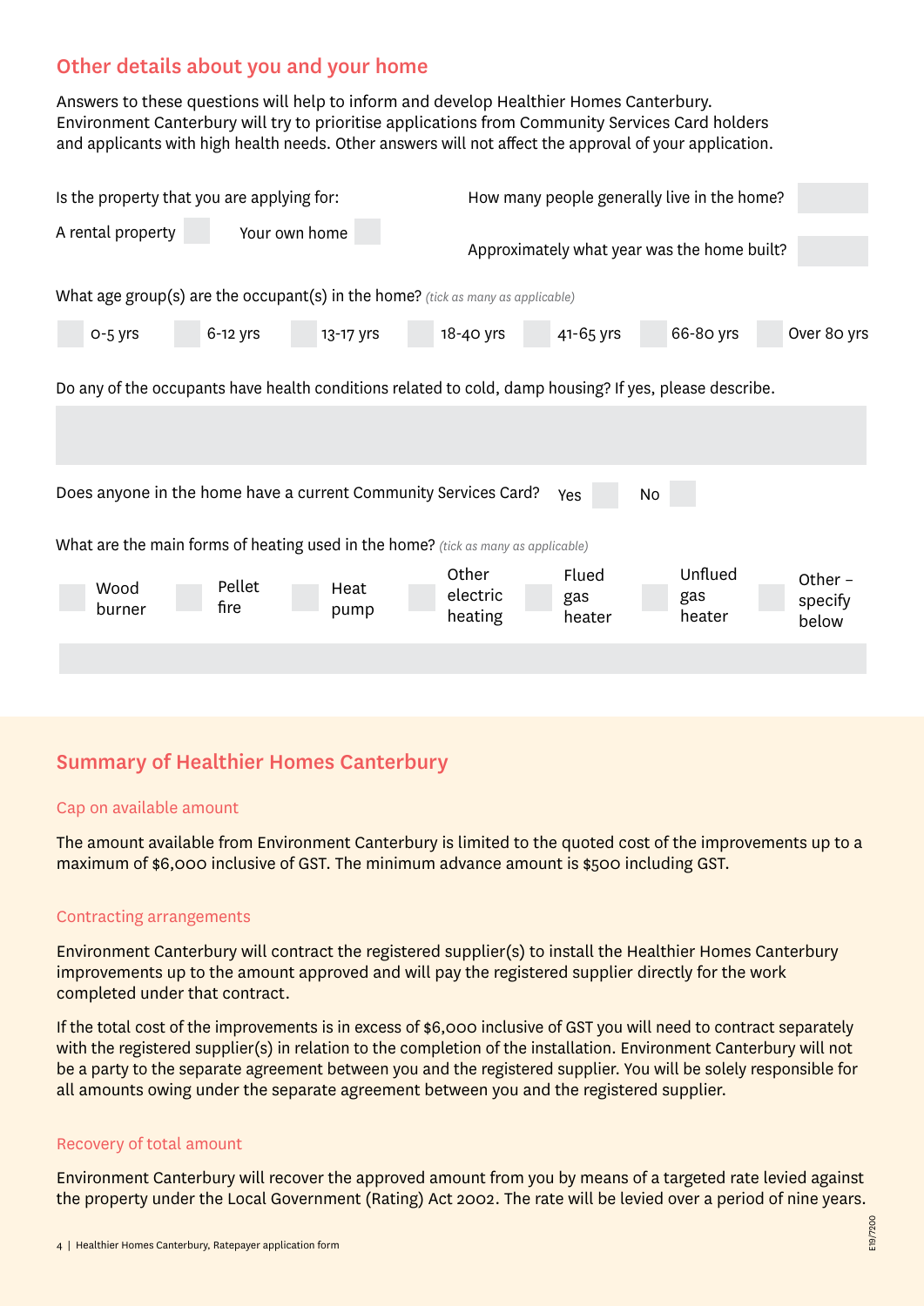## Other details about you and your home

Answers to these questions will help to inform and develop Healthier Homes Canterbury. Environment Canterbury will try to prioritise applications from Community Services Card holders and applicants with high health needs. Other answers will not affect the approval of your application.

Is the property that you are applying for:

A rental property ☐ Your own home ☐

How many people generally live in the home? ______

Approximately what year was the home built? ______

What age group(s) are the occupant(s) in the home? *(tick as many as applicable)*

☐ 0-5 yrs ☐ 6-12 yrs ☐ 13-17 yrs ☐ 18-40 yrs ☐ 41-65 yrs ☐ 66-80 yrs ☐ Over 80 yrs

Do any of the occupants have health conditions related to cold, damp housing? If yes, please describe.

______

Does anyone in the home have a current Community Services Card? Yes ☐ No ☐

What are the main forms of heating used in the home? *(tick as many as applicable)*

☐ Wood burner ☐ Pellet fire ☐ Heat pump ☐ Other electric heating ☐ Flued gas heater ☐ Unflued gas heater ☐ Other – specify below

______

## Summary of Healthier Homes Canterbury

### Cap on available amount

The amount available from Environment Canterbury is limited to the quoted cost of the improvements up to a maximum of $6,000 inclusive of GST. The minimum advance amount is $500 including GST.

### Contracting arrangements

Environment Canterbury will contract the registered supplier(s) to install the Healthier Homes Canterbury improvements up to the amount approved and will pay the registered supplier directly for the work completed under that contract.

If the total cost of the improvements is in excess of $6,000 inclusive of GST you will need to contract separately with the registered supplier(s) in relation to the completion of the installation. Environment Canterbury will not be a party to the separate agreement between you and the registered supplier. You will be solely responsible for all amounts owing under the separate agreement between you and the registered supplier.

### Recovery of total amount

Environment Canterbury will recover the approved amount from you by means of a targeted rate levied against the property under the Local Government (Rating) Act 2002. The rate will be levied over a period of nine years.

E19/7200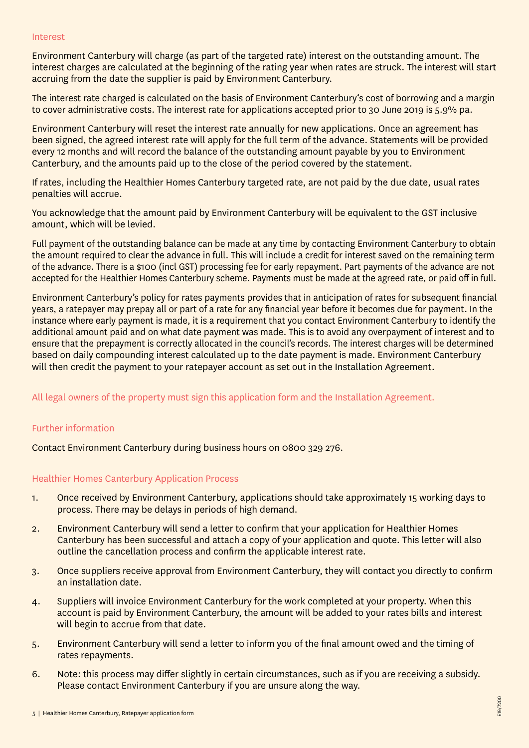## Interest

Environment Canterbury will charge (as part of the targeted rate) interest on the outstanding amount. The interest charges are calculated at the beginning of the rating year when rates are struck. The interest will start accruing from the date the supplier is paid by Environment Canterbury.

The interest rate charged is calculated on the basis of Environment Canterbury's cost of borrowing and a margin to cover administrative costs. The interest rate for applications accepted prior to 30 June 2019 is 5.9% pa.

Environment Canterbury will reset the interest rate annually for new applications. Once an agreement has been signed, the agreed interest rate will apply for the full term of the advance. Statements will be provided every 12 months and will record the balance of the outstanding amount payable by you to Environment Canterbury, and the amounts paid up to the close of the period covered by the statement.

If rates, including the Healthier Homes Canterbury targeted rate, are not paid by the due date, usual rates penalties will accrue.

You acknowledge that the amount paid by Environment Canterbury will be equivalent to the GST inclusive amount, which will be levied.

Full payment of the outstanding balance can be made at any time by contacting Environment Canterbury to obtain the amount required to clear the advance in full. This will include a credit for interest saved on the remaining term of the advance. There is a $100 (incl GST) processing fee for early repayment. Part payments of the advance are not accepted for the Healthier Homes Canterbury scheme. Payments must be made at the agreed rate, or paid off in full.

Environment Canterbury's policy for rates payments provides that in anticipation of rates for subsequent financial years, a ratepayer may prepay all or part of a rate for any financial year before it becomes due for payment. In the instance where early payment is made, it is a requirement that you contact Environment Canterbury to identify the additional amount paid and on what date payment was made. This is to avoid any overpayment of interest and to ensure that the prepayment is correctly allocated in the council's records. The interest charges will be determined based on daily compounding interest calculated up to the date payment is made. Environment Canterbury will then credit the payment to your ratepayer account as set out in the Installation Agreement.

All legal owners of the property must sign this application form and the Installation Agreement.

## Further information

Contact Environment Canterbury during business hours on 0800 329 276.

## Healthier Homes Canterbury Application Process

1. Once received by Environment Canterbury, applications should take approximately 15 working days to process. There may be delays in periods of high demand.
2. Environment Canterbury will send a letter to confirm that your application for Healthier Homes Canterbury has been successful and attach a copy of your application and quote. This letter will also outline the cancellation process and confirm the applicable interest rate.
3. Once suppliers receive approval from Environment Canterbury, they will contact you directly to confirm an installation date.
4. Suppliers will invoice Environment Canterbury for the work completed at your property. When this account is paid by Environment Canterbury, the amount will be added to your rates bills and interest will begin to accrue from that date.
5. Environment Canterbury will send a letter to inform you of the final amount owed and the timing of rates repayments.
6. Note: this process may differ slightly in certain circumstances, such as if you are receiving a subsidy. Please contact Environment Canterbury if you are unsure along the way.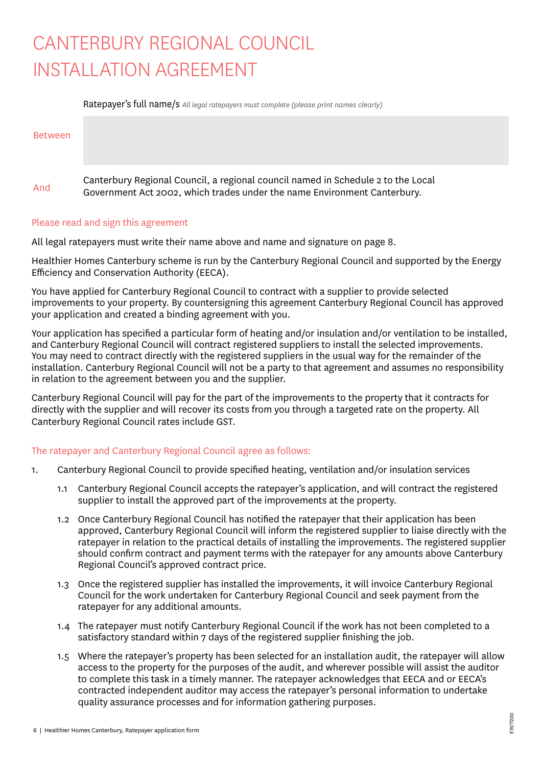# CANTERBURY REGIONAL COUNCIL INSTALLATION AGREEMENT

| | Ratepayer's full name/s *All legal ratepayers must complete (please print names clearly)* |
|---|---|
| Between | |
| And | Canterbury Regional Council, a regional council named in Schedule 2 to the Local Government Act 2002, which trades under the name Environment Canterbury. |

### Please read and sign this agreement

All legal ratepayers must write their name above and name and signature on page 8.

Healthier Homes Canterbury scheme is run by the Canterbury Regional Council and supported by the Energy Efficiency and Conservation Authority (EECA).

You have applied for Canterbury Regional Council to contract with a supplier to provide selected improvements to your property. By countersigning this agreement Canterbury Regional Council has approved your application and created a binding agreement with you.

Your application has specified a particular form of heating and/or insulation and/or ventilation to be installed, and Canterbury Regional Council will contract registered suppliers to install the selected improvements. You may need to contract directly with the registered suppliers in the usual way for the remainder of the installation. Canterbury Regional Council will not be a party to that agreement and assumes no responsibility in relation to the agreement between you and the supplier.

Canterbury Regional Council will pay for the part of the improvements to the property that it contracts for directly with the supplier and will recover its costs from you through a targeted rate on the property. All Canterbury Regional Council rates include GST.

### The ratepayer and Canterbury Regional Council agree as follows:

1. Canterbury Regional Council to provide specified heating, ventilation and/or insulation services

    1.1 Canterbury Regional Council accepts the ratepayer's application, and will contract the registered supplier to install the approved part of the improvements at the property.

    1.2 Once Canterbury Regional Council has notified the ratepayer that their application has been approved, Canterbury Regional Council will inform the registered supplier to liaise directly with the ratepayer in relation to the practical details of installing the improvements. The registered supplier should confirm contract and payment terms with the ratepayer for any amounts above Canterbury Regional Council's approved contract price.

    1.3 Once the registered supplier has installed the improvements, it will invoice Canterbury Regional Council for the work undertaken for Canterbury Regional Council and seek payment from the ratepayer for any additional amounts.

    1.4 The ratepayer must notify Canterbury Regional Council if the work has not been completed to a satisfactory standard within 7 days of the registered supplier finishing the job.

    1.5 Where the ratepayer's property has been selected for an installation audit, the ratepayer will allow access to the property for the purposes of the audit, and wherever possible will assist the auditor to complete this task in a timely manner. The ratepayer acknowledges that EECA and or EECA's contracted independent auditor may access the ratepayer's personal information to undertake quality assurance processes and for information gathering purposes.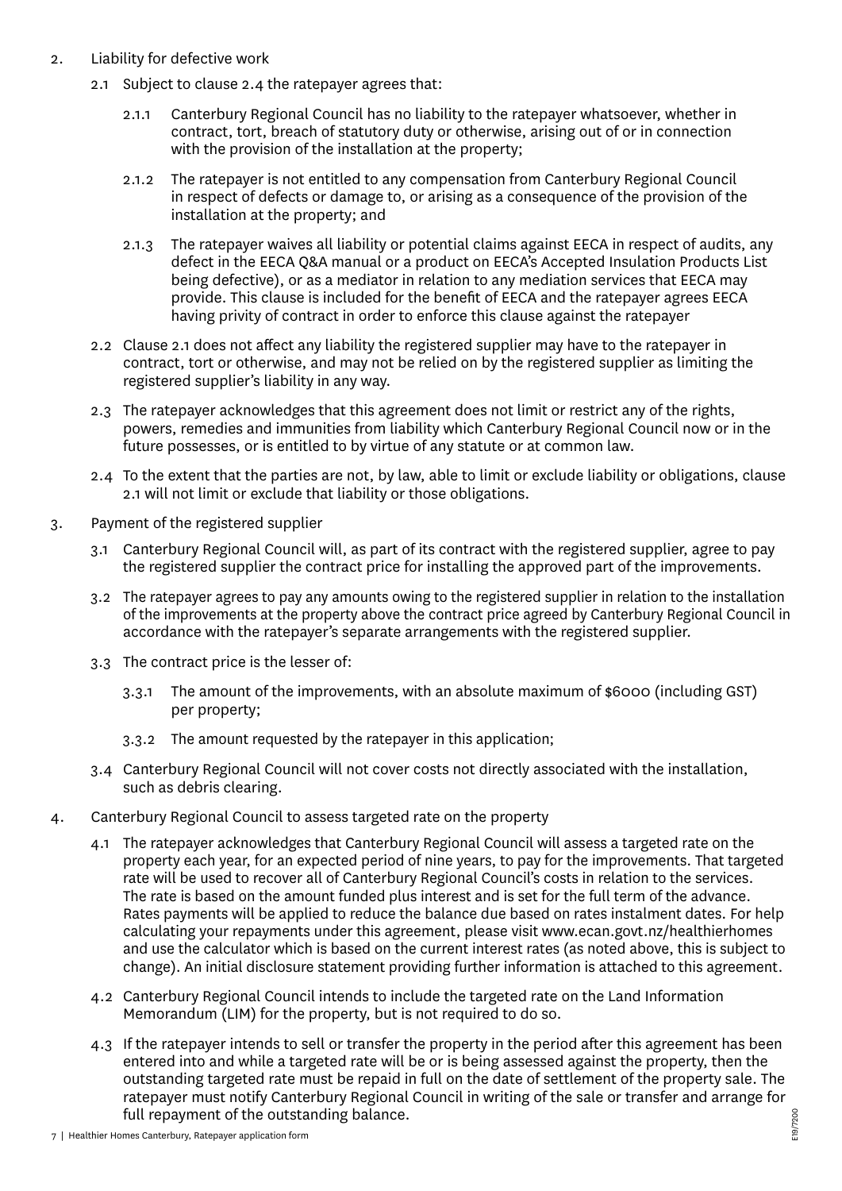2. Liability for defective work

   2.1 Subject to clause 2.4 the ratepayer agrees that:

   2.1.1 Canterbury Regional Council has no liability to the ratepayer whatsoever, whether in contract, tort, breach of statutory duty or otherwise, arising out of or in connection with the provision of the installation at the property;

   2.1.2 The ratepayer is not entitled to any compensation from Canterbury Regional Council in respect of defects or damage to, or arising as a consequence of the provision of the installation at the property; and

   2.1.3 The ratepayer waives all liability or potential claims against EECA in respect of audits, any defect in the EECA Q&A manual or a product on EECA's Accepted Insulation Products List being defective), or as a mediator in relation to any mediation services that EECA may provide. This clause is included for the benefit of EECA and the ratepayer agrees EECA having privity of contract in order to enforce this clause against the ratepayer

   2.2 Clause 2.1 does not affect any liability the registered supplier may have to the ratepayer in contract, tort or otherwise, and may not be relied on by the registered supplier as limiting the registered supplier's liability in any way.

   2.3 The ratepayer acknowledges that this agreement does not limit or restrict any of the rights, powers, remedies and immunities from liability which Canterbury Regional Council now or in the future possesses, or is entitled to by virtue of any statute or at common law.

   2.4 To the extent that the parties are not, by law, able to limit or exclude liability or obligations, clause 2.1 will not limit or exclude that liability or those obligations.

3. Payment of the registered supplier

   3.1 Canterbury Regional Council will, as part of its contract with the registered supplier, agree to pay the registered supplier the contract price for installing the approved part of the improvements.

   3.2 The ratepayer agrees to pay any amounts owing to the registered supplier in relation to the installation of the improvements at the property above the contract price agreed by Canterbury Regional Council in accordance with the ratepayer's separate arrangements with the registered supplier.

   3.3 The contract price is the lesser of:

   3.3.1 The amount of the improvements, with an absolute maximum of $6000 (including GST) per property;

   3.3.2 The amount requested by the ratepayer in this application;

   3.4 Canterbury Regional Council will not cover costs not directly associated with the installation, such as debris clearing.

4. Canterbury Regional Council to assess targeted rate on the property

   4.1 The ratepayer acknowledges that Canterbury Regional Council will assess a targeted rate on the property each year, for an expected period of nine years, to pay for the improvements. That targeted rate will be used to recover all of Canterbury Regional Council's costs in relation to the services. The rate is based on the amount funded plus interest and is set for the full term of the advance. Rates payments will be applied to reduce the balance due based on rates instalment dates. For help calculating your repayments under this agreement, please visit www.ecan.govt.nz/healthierhomes and use the calculator which is based on the current interest rates (as noted above, this is subject to change). An initial disclosure statement providing further information is attached to this agreement.

   4.2 Canterbury Regional Council intends to include the targeted rate on the Land Information Memorandum (LIM) for the property, but is not required to do so.

   4.3 If the ratepayer intends to sell or transfer the property in the period after this agreement has been entered into and while a targeted rate will be or is being assessed against the property, then the outstanding targeted rate must be repaid in full on the date of settlement of the property sale. The ratepayer must notify Canterbury Regional Council in writing of the sale or transfer and arrange for full repayment of the outstanding balance.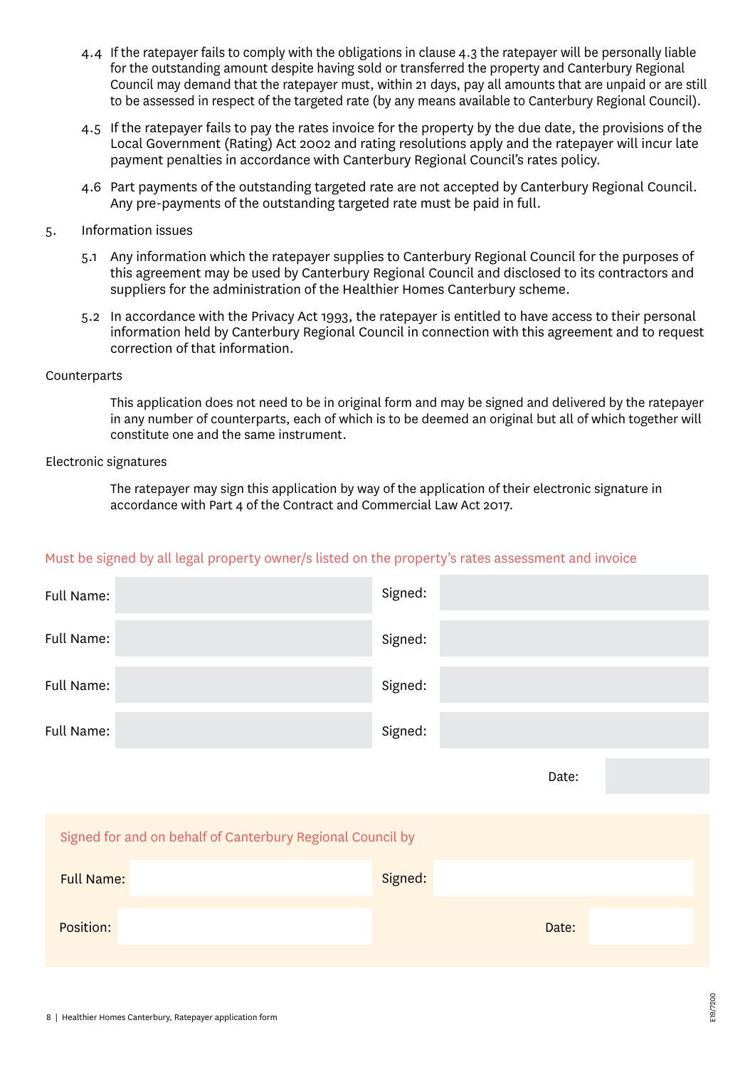4.4 If the ratepayer fails to comply with the obligations in clause 4.3 the ratepayer will be personally liable for the outstanding amount despite having sold or transferred the property and Canterbury Regional Council may demand that the ratepayer must, within 21 days, pay all amounts that are unpaid or are still to be assessed in respect of the targeted rate (by any means available to Canterbury Regional Council).

4.5 If the ratepayer fails to pay the rates invoice for the property by the due date, the provisions of the Local Government (Rating) Act 2002 and rating resolutions apply and the ratepayer will incur late payment penalties in accordance with Canterbury Regional Council's rates policy.

4.6 Part payments of the outstanding targeted rate are not accepted by Canterbury Regional Council. Any pre-payments of the outstanding targeted rate must be paid in full.

5. Information issues

5.1 Any information which the ratepayer supplies to Canterbury Regional Council for the purposes of this agreement may be used by Canterbury Regional Council and disclosed to its contractors and suppliers for the administration of the Healthier Homes Canterbury scheme.

5.2 In accordance with the Privacy Act 1993, the ratepayer is entitled to have access to their personal information held by Canterbury Regional Council in connection with this agreement and to request correction of that information.

Counterparts

This application does not need to be in original form and may be signed and delivered by the ratepayer in any number of counterparts, each of which is to be deemed an original but all of which together will constitute one and the same instrument.

Electronic signatures

The ratepayer may sign this application by way of the application of their electronic signature in accordance with Part 4 of the Contract and Commercial Law Act 2017.

Must be signed by all legal property owner/s listed on the property's rates assessment and invoice

| Full Name: | | Signed: | |
|---|---|---|---|
| Full Name: | | Signed: | |
| Full Name: | | Signed: | |
| Full Name: | | Signed: | |
| | | Date: | |

Signed for and on behalf of Canterbury Regional Council by

| Full Name: | | Signed: | |
|---|---|---|---|
| Position: | | Date: | |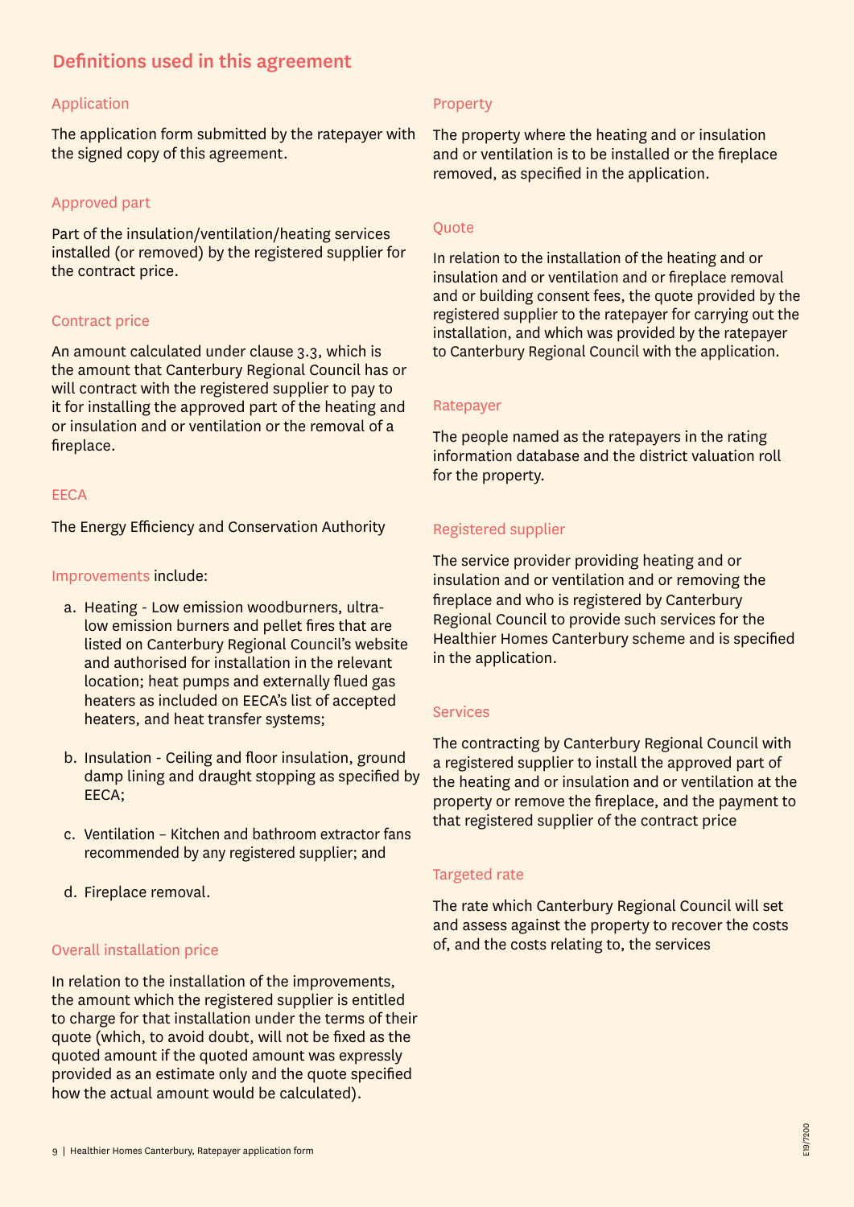## Definitions used in this agreement

### Application

The application form submitted by the ratepayer with the signed copy of this agreement.

### Approved part

Part of the insulation/ventilation/heating services installed (or removed) by the registered supplier for the contract price.

### Contract price

An amount calculated under clause 3.3, which is the amount that Canterbury Regional Council has or will contract with the registered supplier to pay to it for installing the approved part of the heating and or insulation and or ventilation or the removal of a fireplace.

### EECA

The Energy Efficiency and Conservation Authority

### Improvements include:

a. Heating - Low emission woodburners, ultra-low emission burners and pellet fires that are listed on Canterbury Regional Council's website and authorised for installation in the relevant location; heat pumps and externally flued gas heaters as included on EECA's list of accepted heaters, and heat transfer systems;

b. Insulation - Ceiling and floor insulation, ground damp lining and draught stopping as specified by EECA;

c. Ventilation – Kitchen and bathroom extractor fans recommended by any registered supplier; and

d. Fireplace removal.

### Overall installation price

In relation to the installation of the improvements, the amount which the registered supplier is entitled to charge for that installation under the terms of their quote (which, to avoid doubt, will not be fixed as the quoted amount if the quoted amount was expressly provided as an estimate only and the quote specified how the actual amount would be calculated).

### Property

The property where the heating and or insulation and or ventilation is to be installed or the fireplace removed, as specified in the application.

### Quote

In relation to the installation of the heating and or insulation and or ventilation and or fireplace removal and or building consent fees, the quote provided by the registered supplier to the ratepayer for carrying out the installation, and which was provided by the ratepayer to Canterbury Regional Council with the application.

### Ratepayer

The people named as the ratepayers in the rating information database and the district valuation roll for the property.

### Registered supplier

The service provider providing heating and or insulation and or ventilation and or removing the fireplace and who is registered by Canterbury Regional Council to provide such services for the Healthier Homes Canterbury scheme and is specified in the application.

### Services

The contracting by Canterbury Regional Council with a registered supplier to install the approved part of the heating and or insulation and or ventilation at the property or remove the fireplace, and the payment to that registered supplier of the contract price

### Targeted rate

The rate which Canterbury Regional Council will set and assess against the property to recover the costs of, and the costs relating to, the services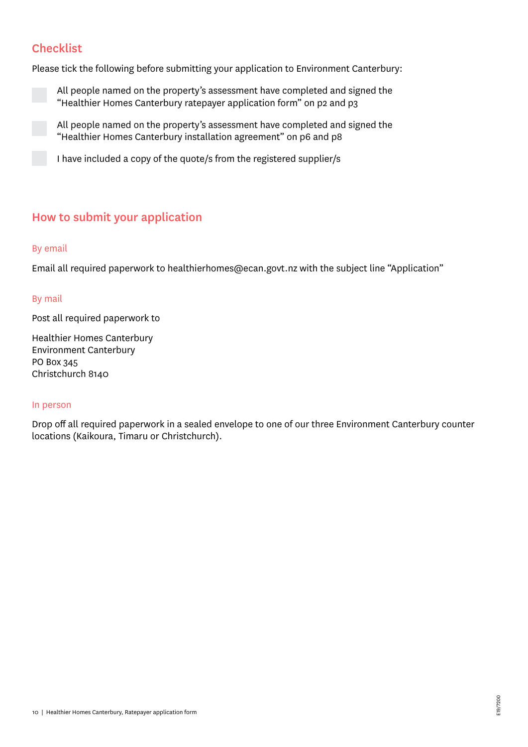## Checklist

Please tick the following before submitting your application to Environment Canterbury:

- [ ] All people named on the property's assessment have completed and signed the "Healthier Homes Canterbury ratepayer application form" on p2 and p3
- [ ] All people named on the property's assessment have completed and signed the "Healthier Homes Canterbury installation agreement" on p6 and p8
- [ ] I have included a copy of the quote/s from the registered supplier/s

## How to submit your application

### By email

Email all required paperwork to healthierhomes@ecan.govt.nz with the subject line "Application"

### By mail

Post all required paperwork to

Healthier Homes Canterbury
Environment Canterbury
PO Box 345
Christchurch 8140

### In person

Drop off all required paperwork in a sealed envelope to one of our three Environment Canterbury counter locations (Kaikoura, Timaru or Christchurch).

E19/7200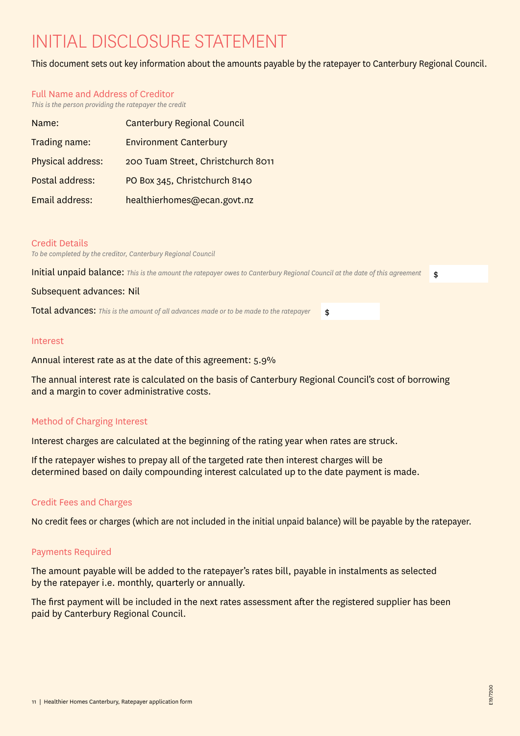# INITIAL DISCLOSURE STATEMENT

This document sets out key information about the amounts payable by the ratepayer to Canterbury Regional Council.

## Full Name and Address of Creditor

*This is the person providing the ratepayer the credit*

| | |
|---|---|
| Name: | Canterbury Regional Council |
| Trading name: | Environment Canterbury |
| Physical address: | 200 Tuam Street, Christchurch 8011 |
| Postal address: | PO Box 345, Christchurch 8140 |
| Email address: | healthierhomes@ecan.govt.nz |

## Credit Details

*To be completed by the creditor, Canterbury Regional Council*

Initial unpaid balance: *This is the amount the ratepayer owes to Canterbury Regional Council at the date of this agreement* $

Subsequent advances: Nil

Total advances: *This is the amount of all advances made or to be made to the ratepayer* $

## Interest

Annual interest rate as at the date of this agreement: 5.9%

The annual interest rate is calculated on the basis of Canterbury Regional Council's cost of borrowing and a margin to cover administrative costs.

## Method of Charging Interest

Interest charges are calculated at the beginning of the rating year when rates are struck.

If the ratepayer wishes to prepay all of the targeted rate then interest charges will be determined based on daily compounding interest calculated up to the date payment is made.

## Credit Fees and Charges

No credit fees or charges (which are not included in the initial unpaid balance) will be payable by the ratepayer.

## Payments Required

The amount payable will be added to the ratepayer's rates bill, payable in instalments as selected by the ratepayer i.e. monthly, quarterly or annually.

The first payment will be included in the next rates assessment after the registered supplier has been paid by Canterbury Regional Council.

E19/7200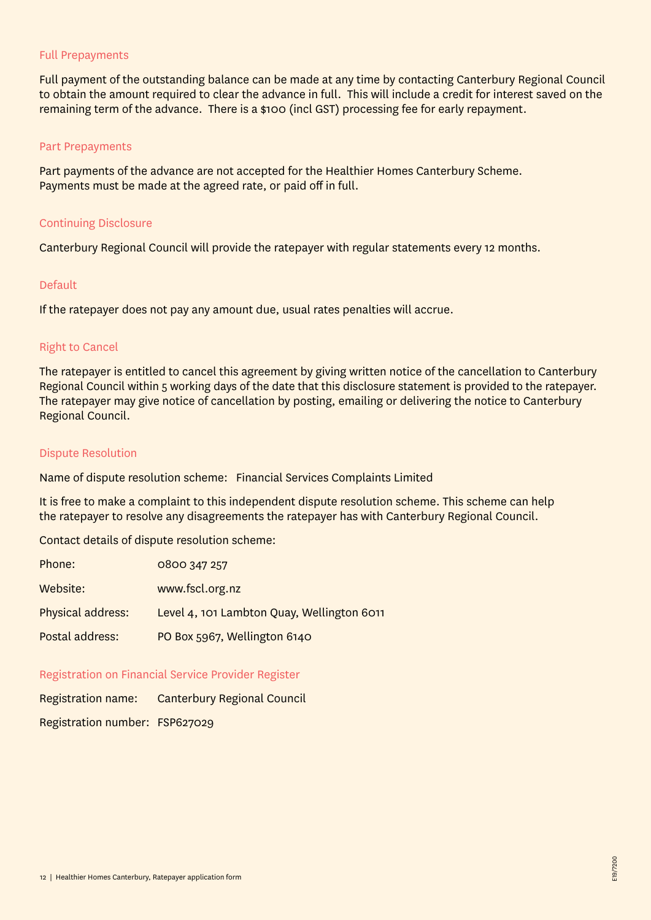## Full Prepayments

Full payment of the outstanding balance can be made at any time by contacting Canterbury Regional Council to obtain the amount required to clear the advance in full. This will include a credit for interest saved on the remaining term of the advance. There is a $100 (incl GST) processing fee for early repayment.

## Part Prepayments

Part payments of the advance are not accepted for the Healthier Homes Canterbury Scheme. Payments must be made at the agreed rate, or paid off in full.

## Continuing Disclosure

Canterbury Regional Council will provide the ratepayer with regular statements every 12 months.

## Default

If the ratepayer does not pay any amount due, usual rates penalties will accrue.

## Right to Cancel

The ratepayer is entitled to cancel this agreement by giving written notice of the cancellation to Canterbury Regional Council within 5 working days of the date that this disclosure statement is provided to the ratepayer. The ratepayer may give notice of cancellation by posting, emailing or delivering the notice to Canterbury Regional Council.

## Dispute Resolution

Name of dispute resolution scheme: Financial Services Complaints Limited

It is free to make a complaint to this independent dispute resolution scheme. This scheme can help the ratepayer to resolve any disagreements the ratepayer has with Canterbury Regional Council.

Contact details of dispute resolution scheme:

| | |
|---|---|
| Phone: | 0800 347 257 |
| Website: | www.fscl.org.nz |
| Physical address: | Level 4, 101 Lambton Quay, Wellington 6011 |
| Postal address: | PO Box 5967, Wellington 6140 |

## Registration on Financial Service Provider Register

| | |
|---|---|
| Registration name: | Canterbury Regional Council |
| Registration number: | FSP627029 |

E19/7200